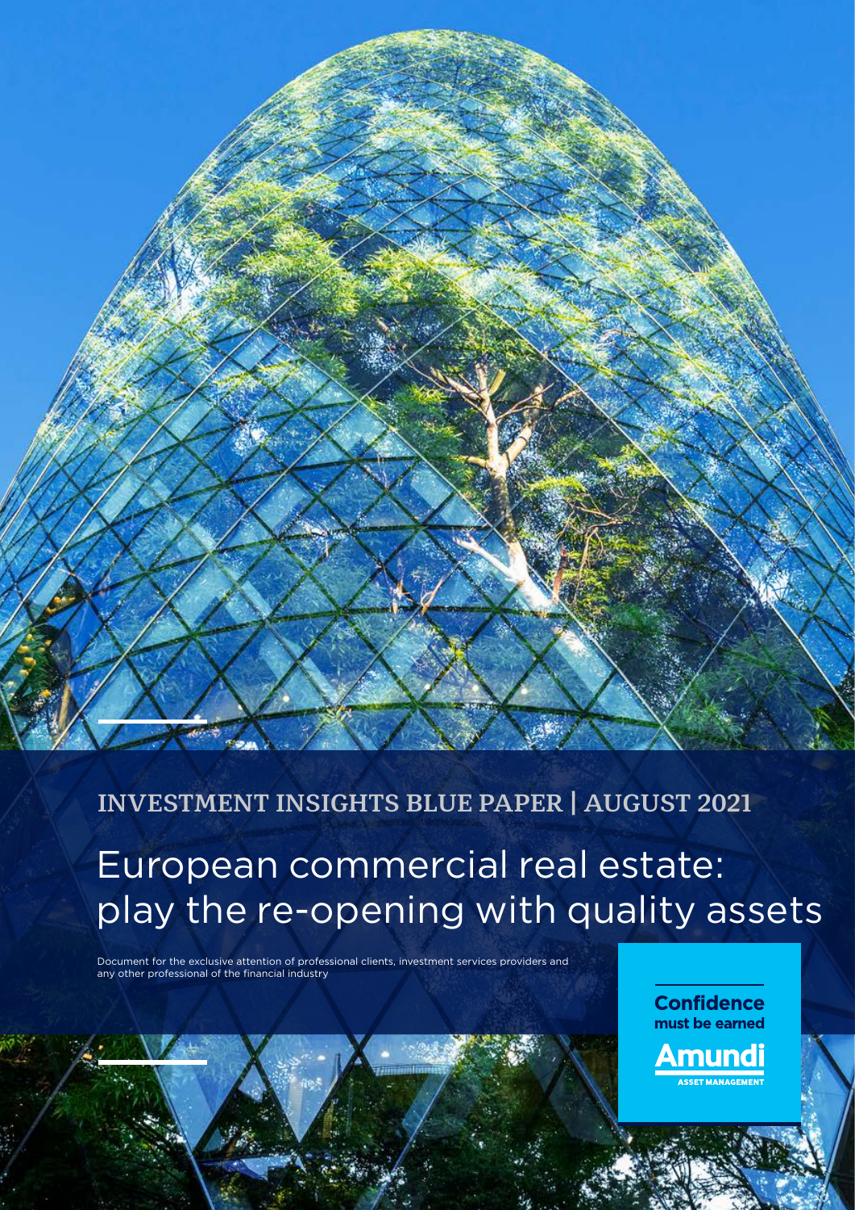INVESTMENT INSIGHTS BLUE PAPER | AUGUST 2021

# European commercial real estate: play the re-opening with quality assets

Document for the exclusive attention of professional clients, investment services providers and any other professional of the financial industry

**Confidence must be earned**

**Amundi**
ASSET MANAGEMENT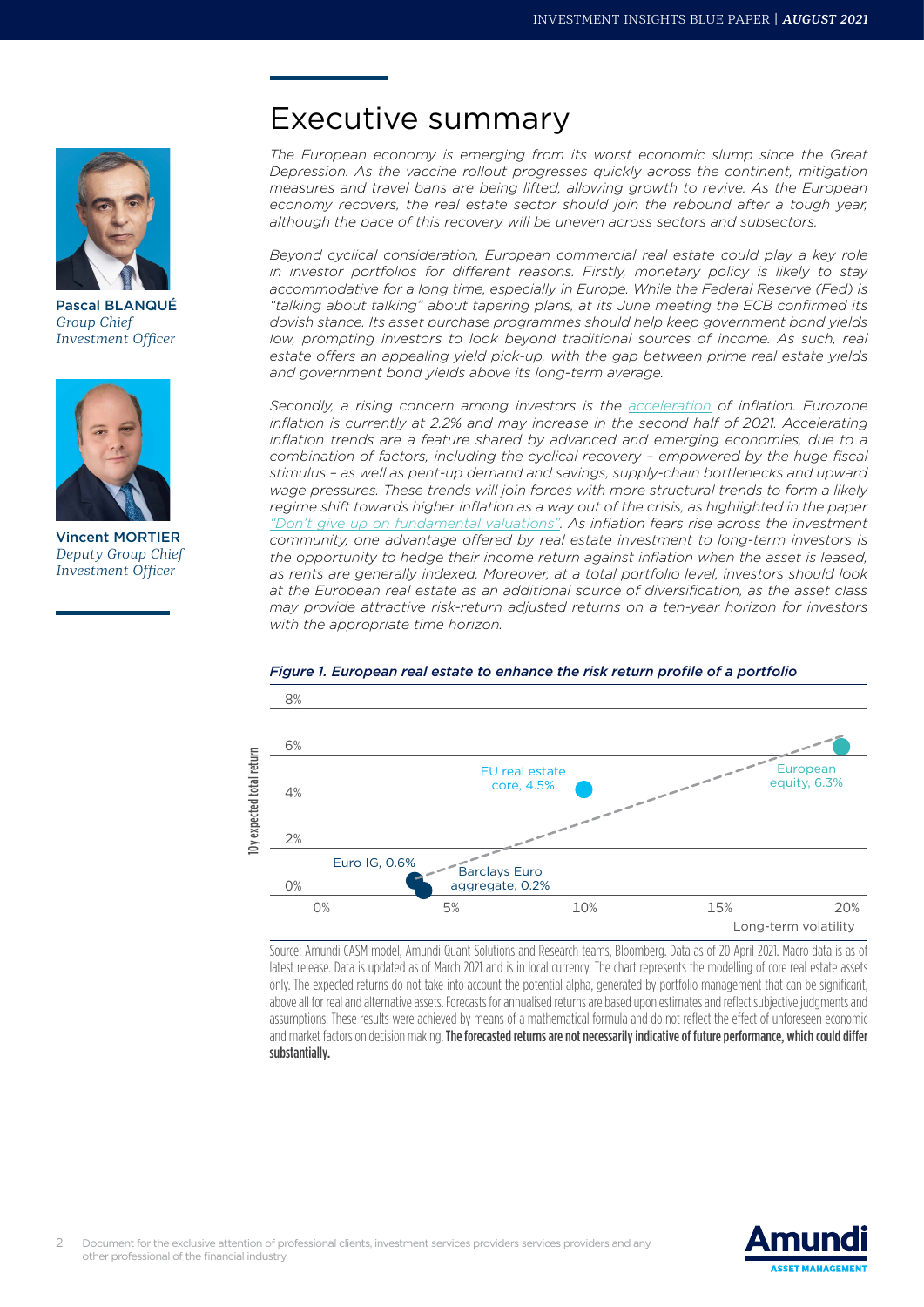Pascal BLANQUÉ
*Group Chief Investment Officer*

Vincent MORTIER
*Deputy Group Chief Investment Officer*

# Executive summary

*The European economy is emerging from its worst economic slump since the Great Depression. As the vaccine rollout progresses quickly across the continent, mitigation measures and travel bans are being lifted, allowing growth to revive. As the European economy recovers, the real estate sector should join the rebound after a tough year, although the pace of this recovery will be uneven across sectors and subsectors.*

*Beyond cyclical consideration, European commercial real estate could play a key role in investor portfolios for different reasons. Firstly, monetary policy is likely to stay accommodative for a long time, especially in Europe. While the Federal Reserve (Fed) is "talking about talking" about tapering plans, at its June meeting the ECB confirmed its dovish stance. Its asset purchase programmes should help keep government bond yields low, prompting investors to look beyond traditional sources of income. As such, real estate offers an appealing yield pick-up, with the gap between prime real estate yields and government bond yields above its long-term average.*

*Secondly, a rising concern among investors is the acceleration of inflation. Eurozone inflation is currently at 2.2% and may increase in the second half of 2021. Accelerating inflation trends are a feature shared by advanced and emerging economies, due to a combination of factors, including the cyclical recovery – empowered by the huge fiscal stimulus – as well as pent-up demand and savings, supply-chain bottlenecks and upward wage pressures. These trends will join forces with more structural trends to form a likely regime shift towards higher inflation as a way out of the crisis, as highlighted in the paper "Don't give up on fundamental valuations". As inflation fears rise across the investment community, one advantage offered by real estate investment to long-term investors is the opportunity to hedge their income return against inflation when the asset is leased, as rents are generally indexed. Moreover, at a total portfolio level, investors should look at the European real estate as an additional source of diversification, as the asset class may provide attractive risk-return adjusted returns on a ten-year horizon for investors with the appropriate time horizon.*

***Figure 1. European real estate to enhance the risk return profile of a portfolio***

| Asset | 10y expected total return |
|---|---|
| Barclays Euro aggregate | 0.2% |
| Euro IG | 0.6% |
| EU real estate core | 4.5% |
| European equity | 6.3% |

Source: Amundi CASM model, Amundi Quant Solutions and Research teams, Bloomberg. Data as of 20 April 2021. Macro data is as of latest release. Data is updated as of March 2021 and is in local currency. The chart represents the modelling of core real estate assets only. The expected returns do not take into account the potential alpha, generated by portfolio management that can be significant, above all for real and alternative assets. Forecasts for annualised returns are based upon estimates and reflect subjective judgments and assumptions. These results were achieved by means of a mathematical formula and do not reflect the effect of unforeseen economic and market factors on decision making. **The forecasted returns are not necessarily indicative of future performance, which could differ substantially.**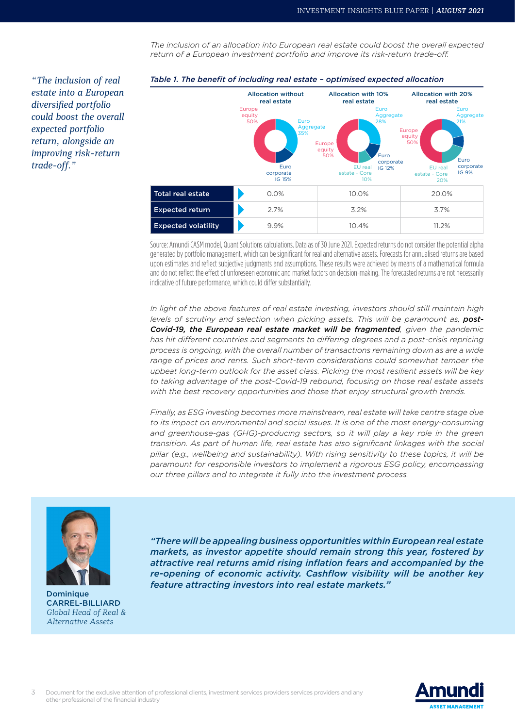*The inclusion of an allocation into European real estate could boost the overall expected return of a European investment portfolio and improve its risk-return trade-off.*

*"The inclusion of real estate into a European diversified portfolio could boost the overall expected portfolio return, alongside an improving risk-return trade-off."*

***Table 1. The benefit of including real estate – optimised expected allocation***

| | Allocation without real estate | Allocation with 10% real estate | Allocation with 20% real estate |
|---|---|---|---|
| | Europe equity 50%, Euro Aggregate 35%, Euro corporate IG 15% | Europe equity 50%, Euro Aggregate 28%, Euro corporate IG 12%, EU real estate - Core 10% | Europe equity 50%, Euro Aggregate 21%, Euro corporate IG 9%, EU real estate - Core 20% |
| **Total real estate** | 0.0% | 10.0% | 20.0% |
| **Expected return** | 2.7% | 3.2% | 3.7% |
| **Expected volatility** | 9.9% | 10.4% | 11.2% |

Source: Amundi CASM model, Quant Solutions calculations. Data as of 30 June 2021. Expected returns do not consider the potential alpha generated by portfolio management, which can be significant for real and alternative assets. Forecasts for annualised returns are based upon estimates and reflect subjective judgments and assumptions. These results were achieved by means of a mathematical formula and do not reflect the effect of unforeseen economic and market factors on decision-making. The forecasted returns are not necessarily indicative of future performance, which could differ substantially.

*In light of the above features of real estate investing, investors should still maintain high levels of scrutiny and selection when picking assets. This will be paramount as, **post-Covid-19, the European real estate market will be fragmented**, given the pandemic has hit different countries and segments to differing degrees and a post-crisis repricing process is ongoing, with the overall number of transactions remaining down as are a wide range of prices and rents. Such short-term considerations could somewhat temper the upbeat long-term outlook for the asset class. Picking the most resilient assets will be key to taking advantage of the post-Covid-19 rebound, focusing on those real estate assets with the best recovery opportunities and those that enjoy structural growth trends.*

*Finally, as ESG investing becomes more mainstream, real estate will take centre stage due to its impact on environmental and social issues. It is one of the most energy-consuming and greenhouse-gas (GHG)-producing sectors, so it will play a key role in the green transition. As part of human life, real estate has also significant linkages with the social pillar (e.g., wellbeing and sustainability). With rising sensitivity to these topics, it will be paramount for responsible investors to implement a rigorous ESG policy, encompassing our three pillars and to integrate it fully into the investment process.*

Dominique CARREL-BILLIARD
*Global Head of Real & Alternative Assets*

***"There will be appealing business opportunities within European real estate markets, as investor appetite should remain strong this year, fostered by attractive real returns amid rising inflation fears and accompanied by the re-opening of economic activity. Cashflow visibility will be another key feature attracting investors into real estate markets."***

Document for the exclusive attention of professional clients, investment services providers services providers and any other professional of the financial industry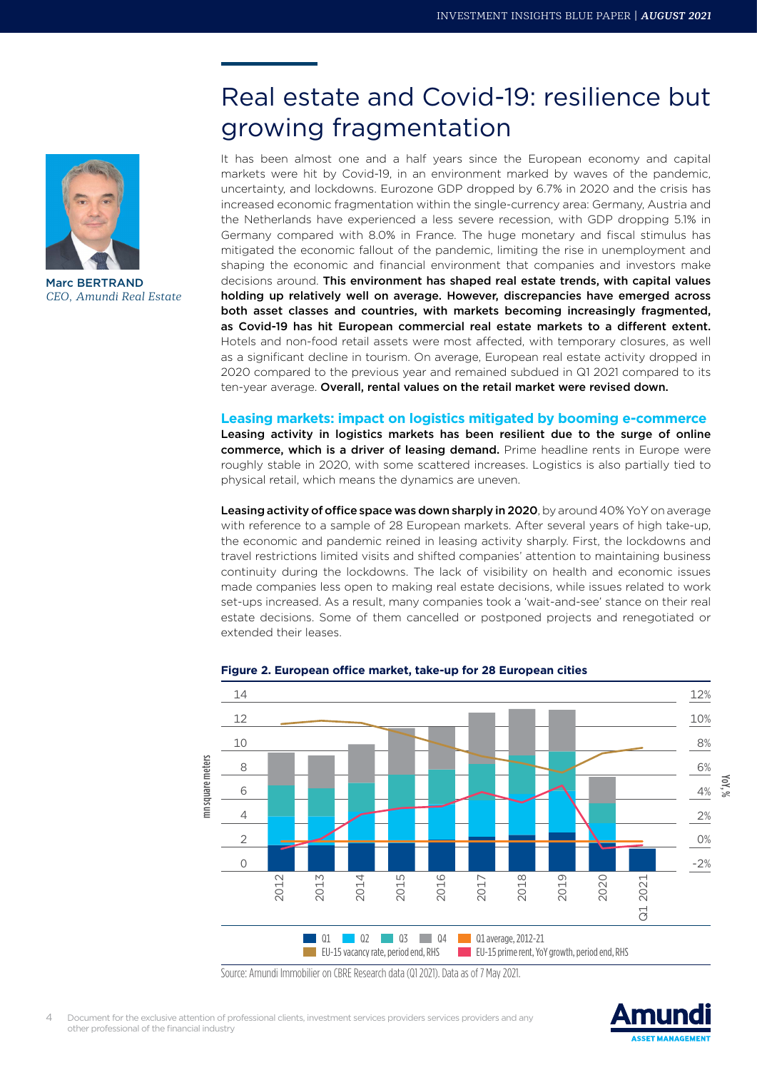# Real estate and Covid-19: resilience but growing fragmentation

Marc BERTRAND
*CEO, Amundi Real Estate*

It has been almost one and a half years since the European economy and capital markets were hit by Covid-19, in an environment marked by waves of the pandemic, uncertainty, and lockdowns. Eurozone GDP dropped by 6.7% in 2020 and the crisis has increased economic fragmentation within the single-currency area: Germany, Austria and the Netherlands have experienced a less severe recession, with GDP dropping 5.1% in Germany compared with 8.0% in France. The huge monetary and fiscal stimulus has mitigated the economic fallout of the pandemic, limiting the rise in unemployment and shaping the economic and financial environment that companies and investors make decisions around. **This environment has shaped real estate trends, with capital values holding up relatively well on average. However, discrepancies have emerged across both asset classes and countries, with markets becoming increasingly fragmented, as Covid-19 has hit European commercial real estate markets to a different extent.** Hotels and non-food retail assets were most affected, with temporary closures, as well as a significant decline in tourism. On average, European real estate activity dropped in 2020 compared to the previous year and remained subdued in Q1 2021 compared to its ten-year average. **Overall, rental values on the retail market were revised down.**

## Leasing markets: impact on logistics mitigated by booming e-commerce

**Leasing activity in logistics markets has been resilient due to the surge of online commerce, which is a driver of leasing demand.** Prime headline rents in Europe were roughly stable in 2020, with some scattered increases. Logistics is also partially tied to physical retail, which means the dynamics are uneven.

**Leasing activity of office space was down sharply in 2020**, by around 40% YoY on average with reference to a sample of 28 European markets. After several years of high take-up, the economic and pandemic reined in leasing activity sharply. First, the lockdowns and travel restrictions limited visits and shifted companies' attention to maintaining business continuity during the lockdowns. The lack of visibility on health and economic issues made companies less open to making real estate decisions, while issues related to work set-ups increased. As a result, many companies took a 'wait-and-see' stance on their real estate decisions. Some of them cancelled or postponed projects and renegotiated or extended their leases.

**Figure 2. European office market, take-up for 28 European cities**

Source: Amundi Immobilier on CBRE Research data (Q1 2021). Data as of 7 May 2021.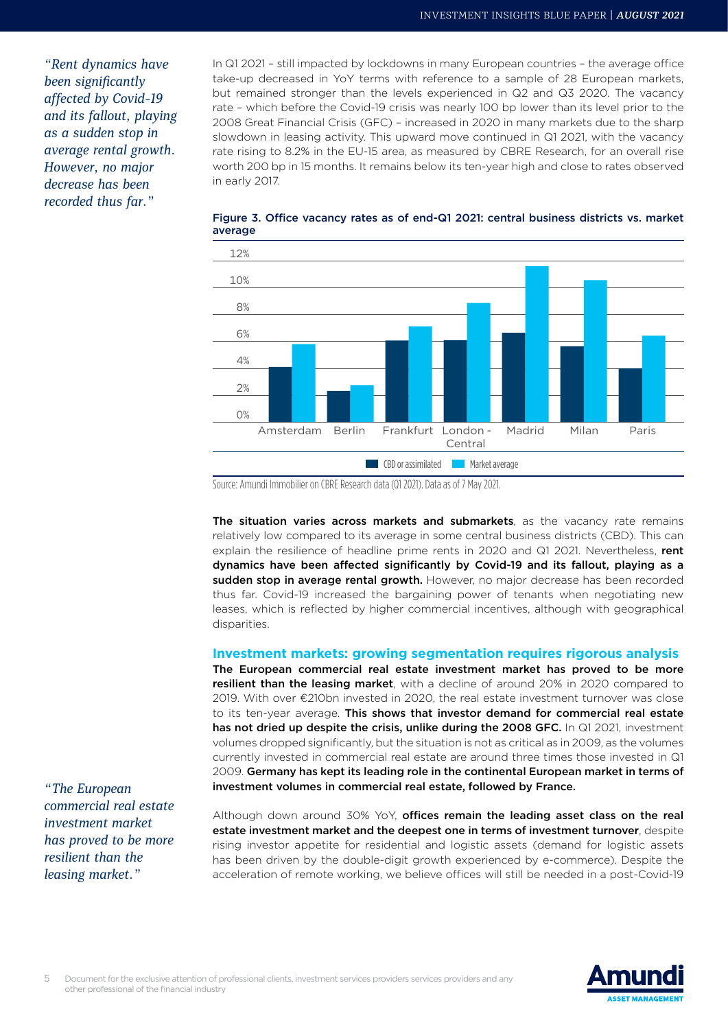*"Rent dynamics have been significantly affected by Covid-19 and its fallout, playing as a sudden stop in average rental growth. However, no major decrease has been recorded thus far."*

In Q1 2021 – still impacted by lockdowns in many European countries – the average office take-up decreased in YoY terms with reference to a sample of 28 European markets, but remained stronger than the levels experienced in Q2 and Q3 2020. The vacancy rate – which before the Covid-19 crisis was nearly 100 bp lower than its level prior to the 2008 Great Financial Crisis (GFC) – increased in 2020 in many markets due to the sharp slowdown in leasing activity. This upward move continued in Q1 2021, with the vacancy rate rising to 8.2% in the EU-15 area, as measured by CBRE Research, for an overall rise worth 200 bp in 15 months. It remains below its ten-year high and close to rates observed in early 2017.

**Figure 3. Office vacancy rates as of end-Q1 2021: central business districts vs. market average**

| | CBD or assimilated | Market average |
|---|---|---|
| Amsterdam | ~4.1% | ~5.8% |
| Berlin | ~2.3% | ~2.7% |
| Frankfurt | ~6.0% | ~7.1% |
| London - Central | ~6.0% | ~8.8% |
| Madrid | ~6.6% | ~11.6% |
| Milan | ~5.6% | ~10.5% |
| Paris | ~4.0% | ~6.4% |

Source: Amundi Immobilier on CBRE Research data (Q1 2021). Data as of 7 May 2021.

**The situation varies across markets and submarkets**, as the vacancy rate remains relatively low compared to its average in some central business districts (CBD). This can explain the resilience of headline prime rents in 2020 and Q1 2021. Nevertheless, **rent dynamics have been affected significantly by Covid-19 and its fallout, playing as a sudden stop in average rental growth.** However, no major decrease has been recorded thus far. Covid-19 increased the bargaining power of tenants when negotiating new leases, which is reflected by higher commercial incentives, although with geographical disparities.

## Investment markets: growing segmentation requires rigorous analysis

**The European commercial real estate investment market has proved to be more resilient than the leasing market**, with a decline of around 20% in 2020 compared to 2019. With over €210bn invested in 2020, the real estate investment turnover was close to its ten-year average. **This shows that investor demand for commercial real estate has not dried up despite the crisis, unlike during the 2008 GFC.** In Q1 2021, investment volumes dropped significantly, but the situation is not as critical as in 2009, as the volumes currently invested in commercial real estate are around three times those invested in Q1 2009. **Germany has kept its leading role in the continental European market in terms of investment volumes in commercial real estate, followed by France.**

*"The European commercial real estate investment market has proved to be more resilient than the leasing market."*

Although down around 30% YoY, **offices remain the leading asset class on the real estate investment market and the deepest one in terms of investment turnover**, despite rising investor appetite for residential and logistic assets (demand for logistic assets has been driven by the double-digit growth experienced by e-commerce). Despite the acceleration of remote working, we believe offices will still be needed in a post-Covid-19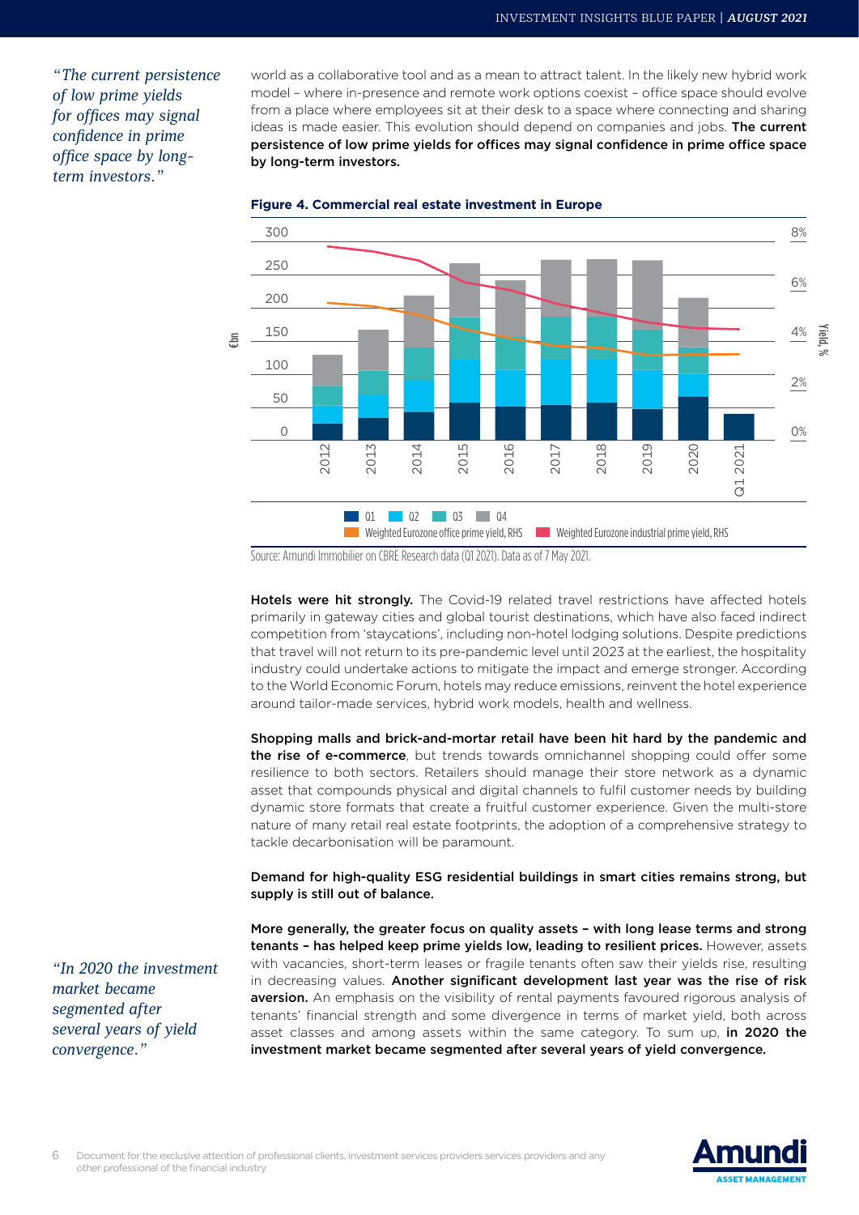*"The current persistence of low prime yields for offices may signal confidence in prime office space by long-term investors."*

world as a collaborative tool and as a mean to attract talent. In the likely new hybrid work model – where in-presence and remote work options coexist – office space should evolve from a place where employees sit at their desk to a space where connecting and sharing ideas is made easier. This evolution should depend on companies and jobs. **The current persistence of low prime yields for offices may signal confidence in prime office space by long-term investors.**

**Figure 4. Commercial real estate investment in Europe**

Source: Amundi Immobilier on CBRE Research data (Q1 2021). Data as of 7 May 2021.

**Hotels were hit strongly.** The Covid-19 related travel restrictions have affected hotels primarily in gateway cities and global tourist destinations, which have also faced indirect competition from 'staycations', including non-hotel lodging solutions. Despite predictions that travel will not return to its pre-pandemic level until 2023 at the earliest, the hospitality industry could undertake actions to mitigate the impact and emerge stronger. According to the World Economic Forum, hotels may reduce emissions, reinvent the hotel experience around tailor-made services, hybrid work models, health and wellness.

**Shopping malls and brick-and-mortar retail have been hit hard by the pandemic and the rise of e-commerce**, but trends towards omnichannel shopping could offer some resilience to both sectors. Retailers should manage their store network as a dynamic asset that compounds physical and digital channels to fulfil customer needs by building dynamic store formats that create a fruitful customer experience. Given the multi-store nature of many retail real estate footprints, the adoption of a comprehensive strategy to tackle decarbonisation will be paramount.

**Demand for high-quality ESG residential buildings in smart cities remains strong, but supply is still out of balance.**

*"In 2020 the investment market became segmented after several years of yield convergence."*

**More generally, the greater focus on quality assets – with long lease terms and strong tenants – has helped keep prime yields low, leading to resilient prices.** However, assets with vacancies, short-term leases or fragile tenants often saw their yields rise, resulting in decreasing values. **Another significant development last year was the rise of risk aversion.** An emphasis on the visibility of rental payments favoured rigorous analysis of tenants' financial strength and some divergence in terms of market yield, both across asset classes and among assets within the same category. To sum up, **in 2020 the investment market became segmented after several years of yield convergence.**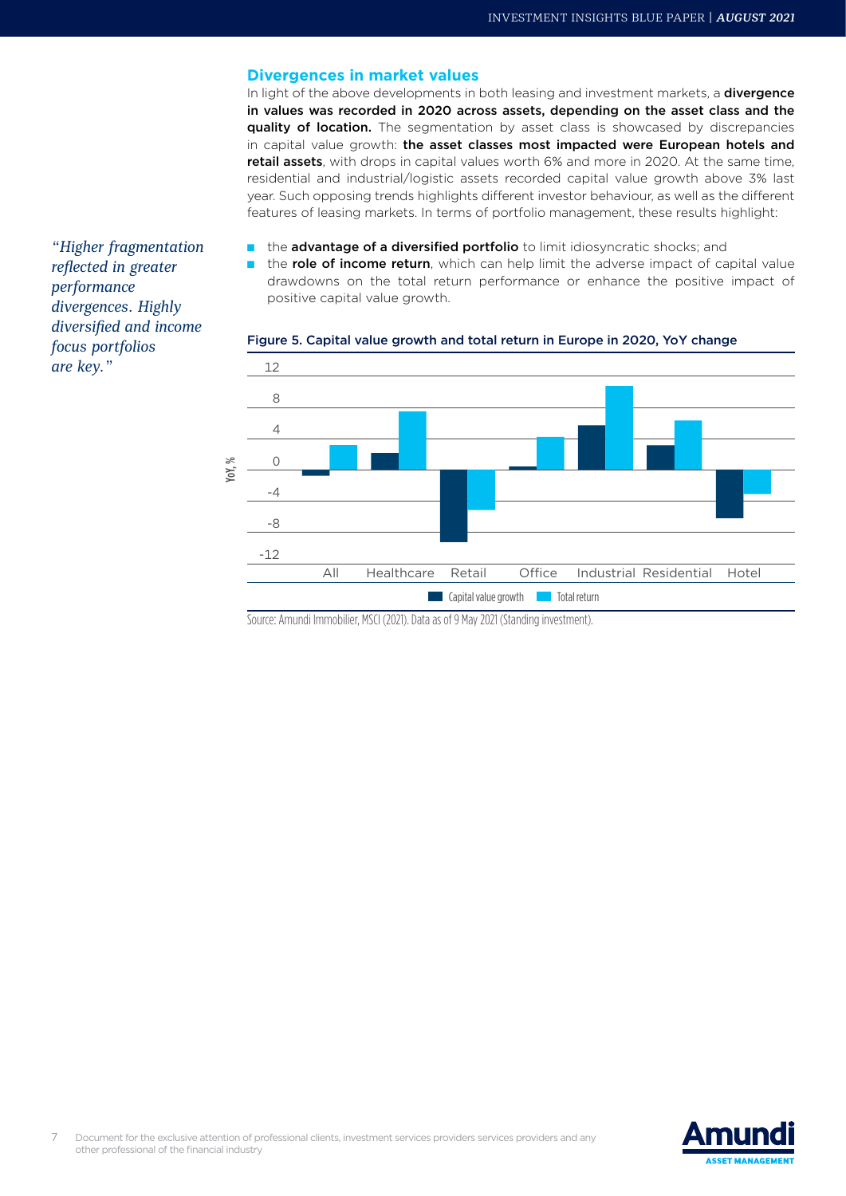## Divergences in market values

In light of the above developments in both leasing and investment markets, a **divergence in values was recorded in 2020 across assets, depending on the asset class and the quality of location.** The segmentation by asset class is showcased by discrepancies in capital value growth: **the asset classes most impacted were European hotels and retail assets**, with drops in capital values worth 6% and more in 2020. At the same time, residential and industrial/logistic assets recorded capital value growth above 3% last year. Such opposing trends highlights different investor behaviour, as well as the different features of leasing markets. In terms of portfolio management, these results highlight:

*"Higher fragmentation reflected in greater performance divergences. Highly diversified and income focus portfolios are key."*

- the **advantage of a diversified portfolio** to limit idiosyncratic shocks; and
- the **role of income return**, which can help limit the adverse impact of capital value drawdowns on the total return performance or enhance the positive impact of positive capital value growth.

**Figure 5. Capital value growth and total return in Europe in 2020, YoY change**

Source: Amundi Immobilier, MSCI (2021). Data as of 9 May 2021 (Standing investment).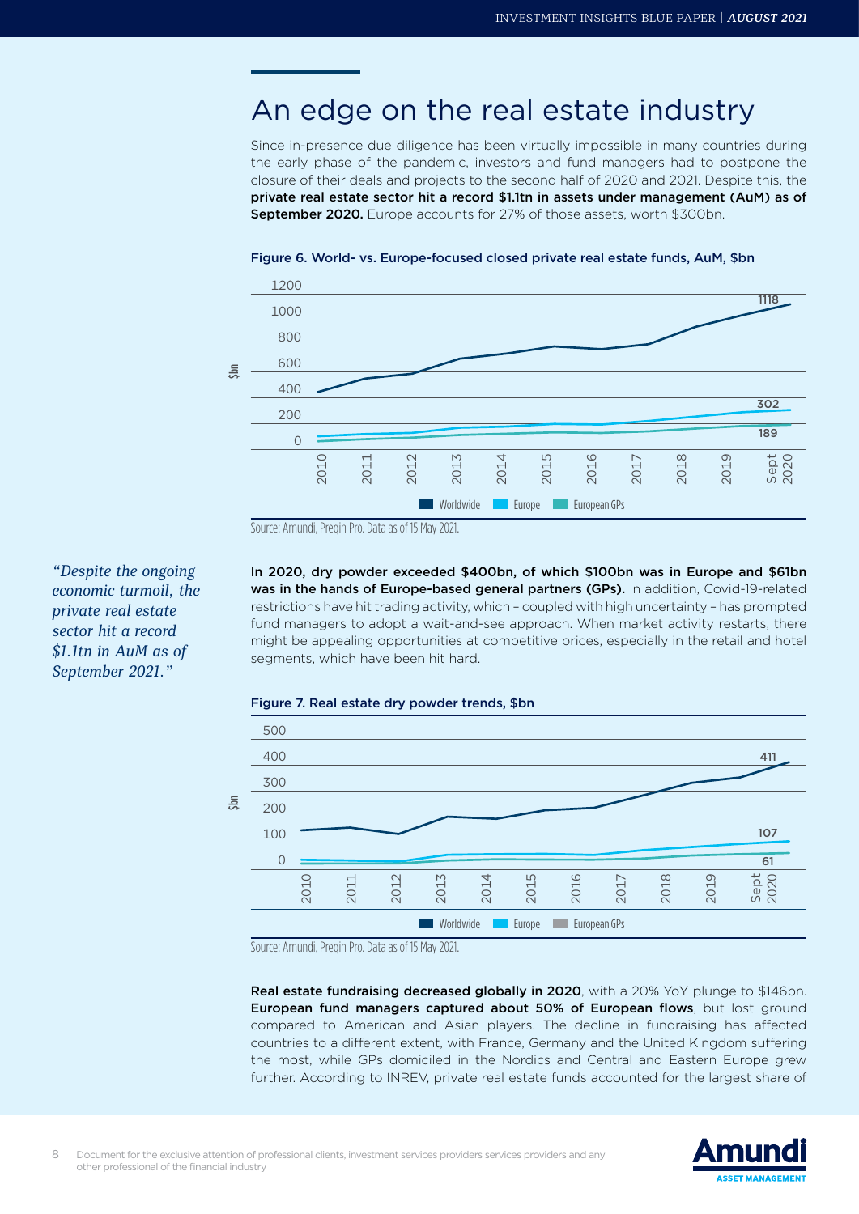# An edge on the real estate industry

Since in-presence due diligence has been virtually impossible in many countries during the early phase of the pandemic, investors and fund managers had to postpone the closure of their deals and projects to the second half of 2020 and 2021. Despite this, the **private real estate sector hit a record $1.1tn in assets under management (AuM) as of September 2020.** Europe accounts for 27% of those assets, worth $300bn.

**Figure 6. World- vs. Europe-focused closed private real estate funds, AuM, $bn**

Source: Amundi, Preqin Pro. Data as of 15 May 2021.

*"Despite the ongoing economic turmoil, the private real estate sector hit a record $1.1tn in AuM as of September 2021."*

**In 2020, dry powder exceeded $400bn, of which $100bn was in Europe and $61bn was in the hands of Europe-based general partners (GPs).** In addition, Covid-19-related restrictions have hit trading activity, which – coupled with high uncertainty – has prompted fund managers to adopt a wait-and-see approach. When market activity restarts, there might be appealing opportunities at competitive prices, especially in the retail and hotel segments, which have been hit hard.

**Figure 7. Real estate dry powder trends, $bn**

Source: Amundi, Preqin Pro. Data as of 15 May 2021.

**Real estate fundraising decreased globally in 2020**, with a 20% YoY plunge to $146bn. **European fund managers captured about 50% of European flows**, but lost ground compared to American and Asian players. The decline in fundraising has affected countries to a different extent, with France, Germany and the United Kingdom suffering the most, while GPs domiciled in the Nordics and Central and Eastern Europe grew further. According to INREV, private real estate funds accounted for the largest share of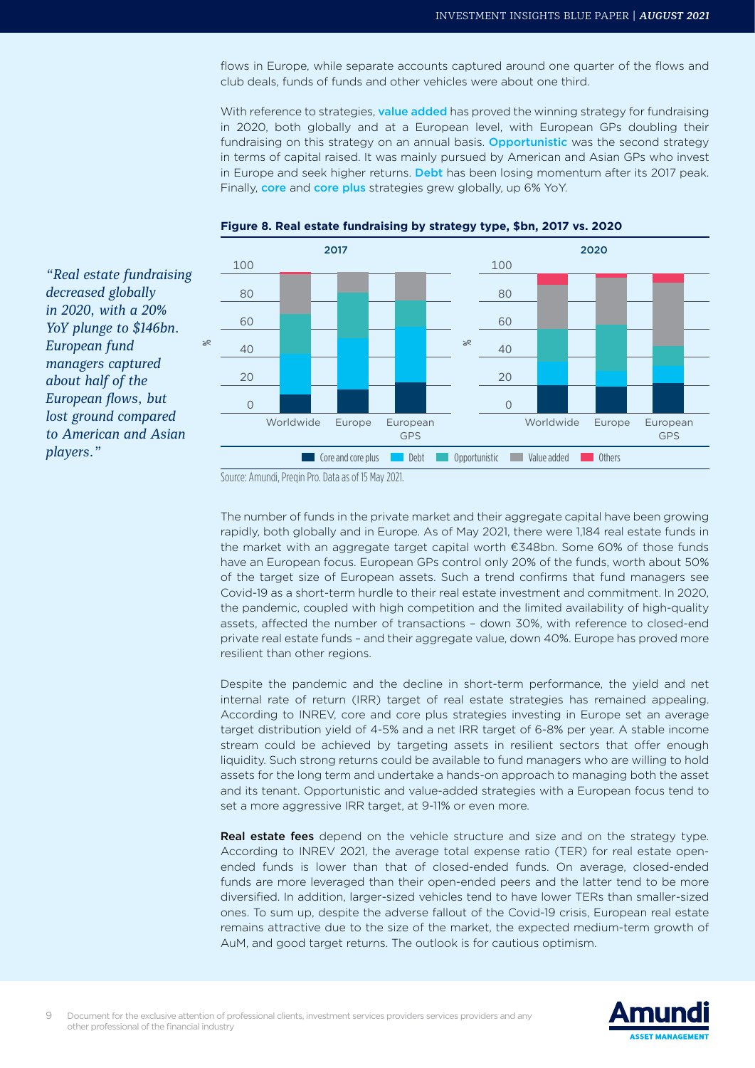flows in Europe, while separate accounts captured around one quarter of the flows and club deals, funds of funds and other vehicles were about one third.

With reference to strategies, **value added** has proved the winning strategy for fundraising in 2020, both globally and at a European level, with European GPs doubling their fundraising on this strategy on an annual basis. **Opportunistic** was the second strategy in terms of capital raised. It was mainly pursued by American and Asian GPs who invest in Europe and seek higher returns. **Debt** has been losing momentum after its 2017 peak. Finally, **core** and **core plus** strategies grew globally, up 6% YoY.

*"Real estate fundraising decreased globally in 2020, with a 20% YoY plunge to $146bn. European fund managers captured about half of the European flows, but lost ground compared to American and Asian players."*

**Figure 8. Real estate fundraising by strategy type, $bn, 2017 vs. 2020**

Source: Amundi, Preqin Pro. Data as of 15 May 2021.

The number of funds in the private market and their aggregate capital have been growing rapidly, both globally and in Europe. As of May 2021, there were 1,184 real estate funds in the market with an aggregate target capital worth €348bn. Some 60% of those funds have an European focus. European GPs control only 20% of the funds, worth about 50% of the target size of European assets. Such a trend confirms that fund managers see Covid-19 as a short-term hurdle to their real estate investment and commitment. In 2020, the pandemic, coupled with high competition and the limited availability of high-quality assets, affected the number of transactions – down 30%, with reference to closed-end private real estate funds – and their aggregate value, down 40%. Europe has proved more resilient than other regions.

Despite the pandemic and the decline in short-term performance, the yield and net internal rate of return (IRR) target of real estate strategies has remained appealing. According to INREV, core and core plus strategies investing in Europe set an average target distribution yield of 4-5% and a net IRR target of 6-8% per year. A stable income stream could be achieved by targeting assets in resilient sectors that offer enough liquidity. Such strong returns could be available to fund managers who are willing to hold assets for the long term and undertake a hands-on approach to managing both the asset and its tenant. Opportunistic and value-added strategies with a European focus tend to set a more aggressive IRR target, at 9-11% or even more.

**Real estate fees** depend on the vehicle structure and size and on the strategy type. According to INREV 2021, the average total expense ratio (TER) for real estate open-ended funds is lower than that of closed-ended funds. On average, closed-ended funds are more leveraged than their open-ended peers and the latter tend to be more diversified. In addition, larger-sized vehicles tend to have lower TERs than smaller-sized ones. To sum up, despite the adverse fallout of the Covid-19 crisis, European real estate remains attractive due to the size of the market, the expected medium-term growth of AuM, and good target returns. The outlook is for cautious optimism.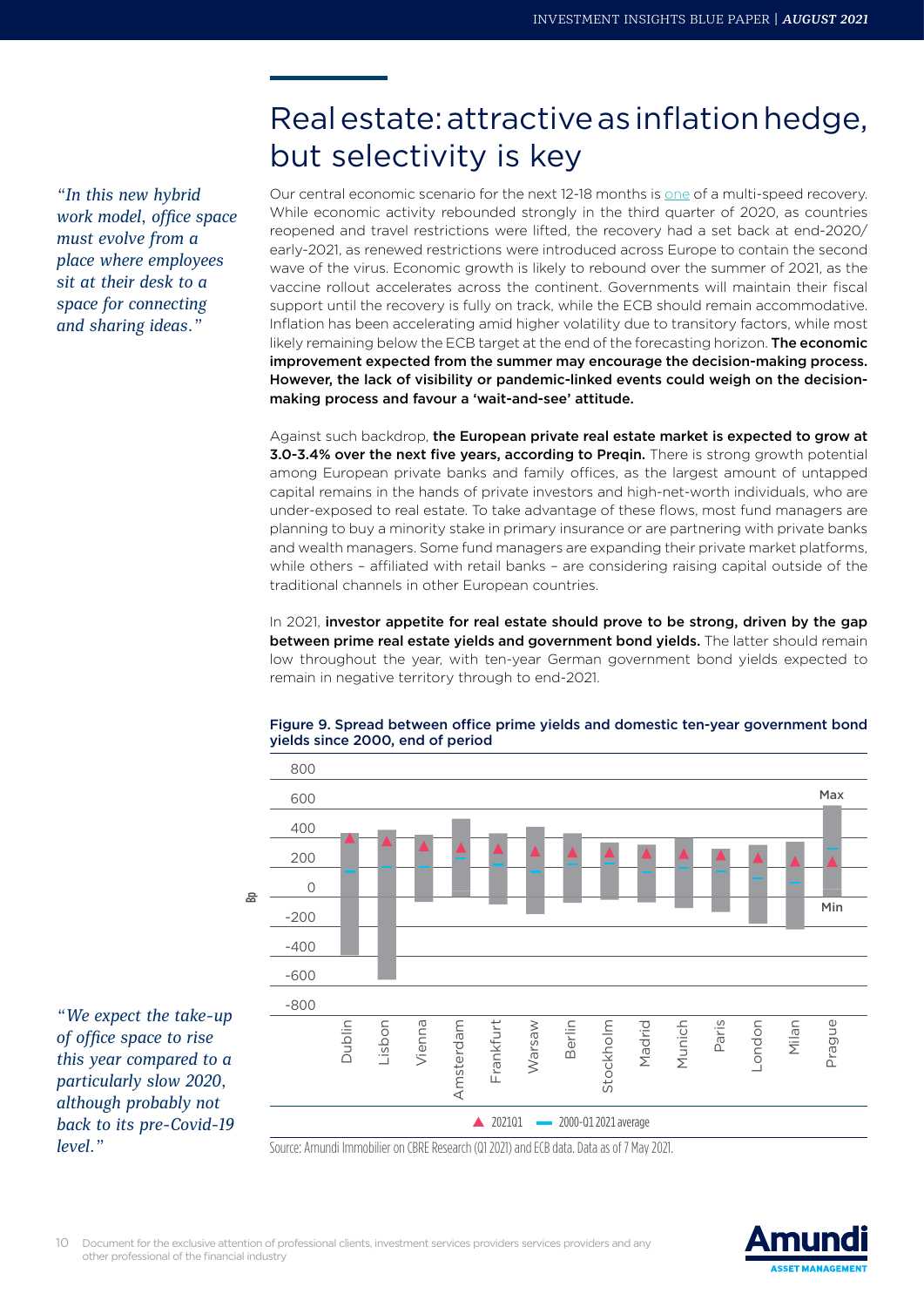# Real estate: attractive as inflation hedge, but selectivity is key

*"In this new hybrid work model, office space must evolve from a place where employees sit at their desk to a space for connecting and sharing ideas."*

Our central economic scenario for the next 12-18 months is one of a multi-speed recovery. While economic activity rebounded strongly in the third quarter of 2020, as countries reopened and travel restrictions were lifted, the recovery had a set back at end-2020/ early-2021, as renewed restrictions were introduced across Europe to contain the second wave of the virus. Economic growth is likely to rebound over the summer of 2021, as the vaccine rollout accelerates across the continent. Governments will maintain their fiscal support until the recovery is fully on track, while the ECB should remain accommodative. Inflation has been accelerating amid higher volatility due to transitory factors, while most likely remaining below the ECB target at the end of the forecasting horizon. **The economic improvement expected from the summer may encourage the decision-making process. However, the lack of visibility or pandemic-linked events could weigh on the decision-making process and favour a 'wait-and-see' attitude.**

Against such backdrop, **the European private real estate market is expected to grow at 3.0-3.4% over the next five years, according to Preqin.** There is strong growth potential among European private banks and family offices, as the largest amount of untapped capital remains in the hands of private investors and high-net-worth individuals, who are under-exposed to real estate. To take advantage of these flows, most fund managers are planning to buy a minority stake in primary insurance or are partnering with private banks and wealth managers. Some fund managers are expanding their private market platforms, while others – affiliated with retail banks – are considering raising capital outside of the traditional channels in other European countries.

In 2021, **investor appetite for real estate should prove to be strong, driven by the gap between prime real estate yields and government bond yields.** The latter should remain low throughout the year, with ten-year German government bond yields expected to remain in negative territory through to end-2021.

**Figure 9. Spread between office prime yields and domestic ten-year government bond yields since 2000, end of period**

Source: Amundi Immobilier on CBRE Research (Q1 2021) and ECB data. Data as of 7 May 2021.

*"We expect the take-up of office space to rise this year compared to a particularly slow 2020, although probably not back to its pre-Covid-19 level."*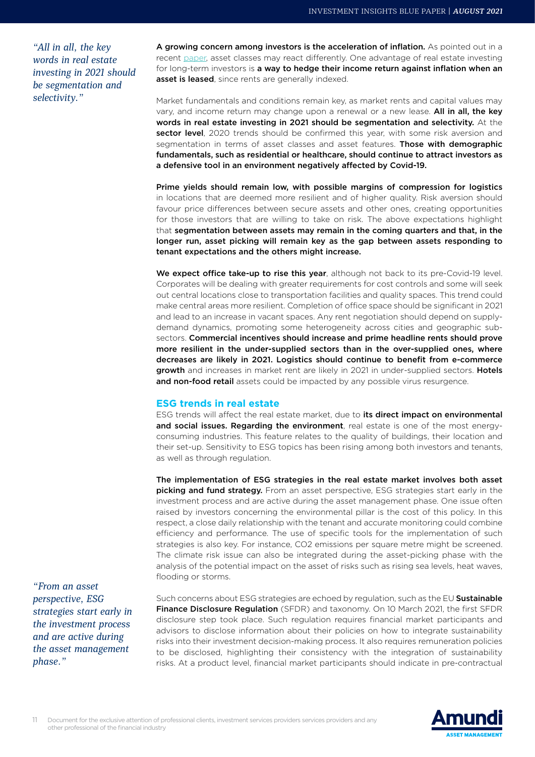*"All in all, the key words in real estate investing in 2021 should be segmentation and selectivity."*

**A growing concern among investors is the acceleration of inflation.** As pointed out in a recent paper, asset classes may react differently. One advantage of real estate investing for long-term investors is **a way to hedge their income return against inflation when an asset is leased**, since rents are generally indexed.

Market fundamentals and conditions remain key, as market rents and capital values may vary, and income return may change upon a renewal or a new lease. **All in all, the key words in real estate investing in 2021 should be segmentation and selectivity.** At the **sector level**, 2020 trends should be confirmed this year, with some risk aversion and segmentation in terms of asset classes and asset features. **Those with demographic fundamentals, such as residential or healthcare, should continue to attract investors as a defensive tool in an environment negatively affected by Covid-19.**

**Prime yields should remain low, with possible margins of compression for logistics** in locations that are deemed more resilient and of higher quality. Risk aversion should favour price differences between secure assets and other ones, creating opportunities for those investors that are willing to take on risk. The above expectations highlight that **segmentation between assets may remain in the coming quarters and that, in the longer run, asset picking will remain key as the gap between assets responding to tenant expectations and the others might increase.**

**We expect office take-up to rise this year**, although not back to its pre-Covid-19 level. Corporates will be dealing with greater requirements for cost controls and some will seek out central locations close to transportation facilities and quality spaces. This trend could make central areas more resilient. Completion of office space should be significant in 2021 and lead to an increase in vacant spaces. Any rent negotiation should depend on supply-demand dynamics, promoting some heterogeneity across cities and geographic sub-sectors. **Commercial incentives should increase and prime headline rents should prove more resilient in the under-supplied sectors than in the over-supplied ones, where decreases are likely in 2021. Logistics should continue to benefit from e-commerce growth** and increases in market rent are likely in 2021 in under-supplied sectors. **Hotels and non-food retail** assets could be impacted by any possible virus resurgence.

## ESG trends in real estate

ESG trends will affect the real estate market, due to **its direct impact on environmental and social issues. Regarding the environment**, real estate is one of the most energy-consuming industries. This feature relates to the quality of buildings, their location and their set-up. Sensitivity to ESG topics has been rising among both investors and tenants, as well as through regulation.

**The implementation of ESG strategies in the real estate market involves both asset picking and fund strategy.** From an asset perspective, ESG strategies start early in the investment process and are active during the asset management phase. One issue often raised by investors concerning the environmental pillar is the cost of this policy. In this respect, a close daily relationship with the tenant and accurate monitoring could combine efficiency and performance. The use of specific tools for the implementation of such strategies is also key. For instance, $CO_2$ emissions per square metre might be screened. The climate risk issue can also be integrated during the asset-picking phase with the analysis of the potential impact on the asset of risks such as rising sea levels, heat waves, flooding or storms.

*"From an asset perspective, ESG strategies start early in the investment process and are active during the asset management phase."*

Such concerns about ESG strategies are echoed by regulation, such as the EU **Sustainable Finance Disclosure Regulation** (SFDR) and taxonomy. On 10 March 2021, the first SFDR disclosure step took place. Such regulation requires financial market participants and advisors to disclose information about their policies on how to integrate sustainability risks into their investment decision-making process. It also requires remuneration policies to be disclosed, highlighting their consistency with the integration of sustainability risks. At a product level, financial market participants should indicate in pre-contractual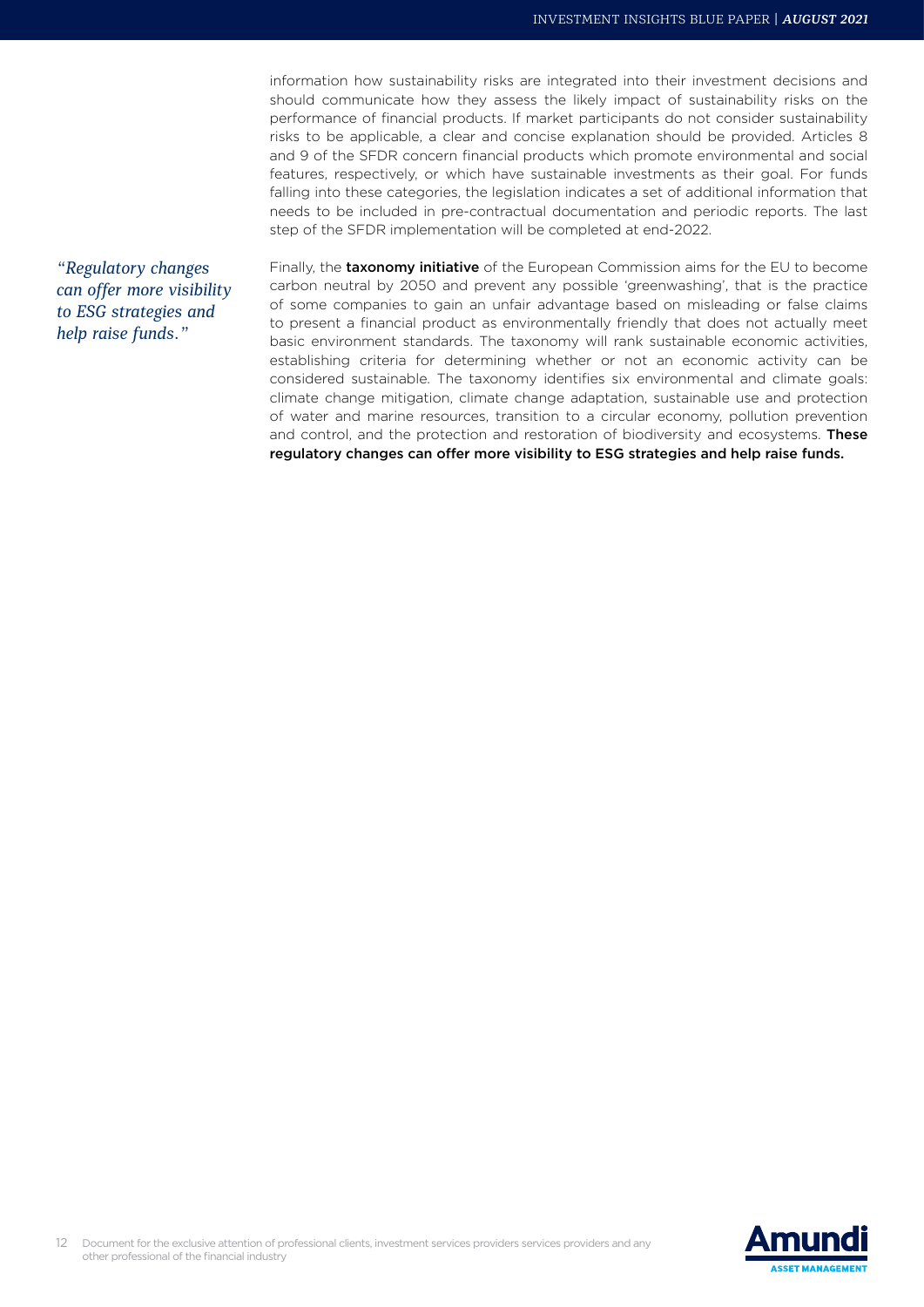information how sustainability risks are integrated into their investment decisions and should communicate how they assess the likely impact of sustainability risks on the performance of financial products. If market participants do not consider sustainability risks to be applicable, a clear and concise explanation should be provided. Articles 8 and 9 of the SFDR concern financial products which promote environmental and social features, respectively, or which have sustainable investments as their goal. For funds falling into these categories, the legislation indicates a set of additional information that needs to be included in pre-contractual documentation and periodic reports. The last step of the SFDR implementation will be completed at end-2022.

*"Regulatory changes can offer more visibility to ESG strategies and help raise funds."*

Finally, the **taxonomy initiative** of the European Commission aims for the EU to become carbon neutral by 2050 and prevent any possible 'greenwashing', that is the practice of some companies to gain an unfair advantage based on misleading or false claims to present a financial product as environmentally friendly that does not actually meet basic environment standards. The taxonomy will rank sustainable economic activities, establishing criteria for determining whether or not an economic activity can be considered sustainable. The taxonomy identifies six environmental and climate goals: climate change mitigation, climate change adaptation, sustainable use and protection of water and marine resources, transition to a circular economy, pollution prevention and control, and the protection and restoration of biodiversity and ecosystems. **These regulatory changes can offer more visibility to ESG strategies and help raise funds.**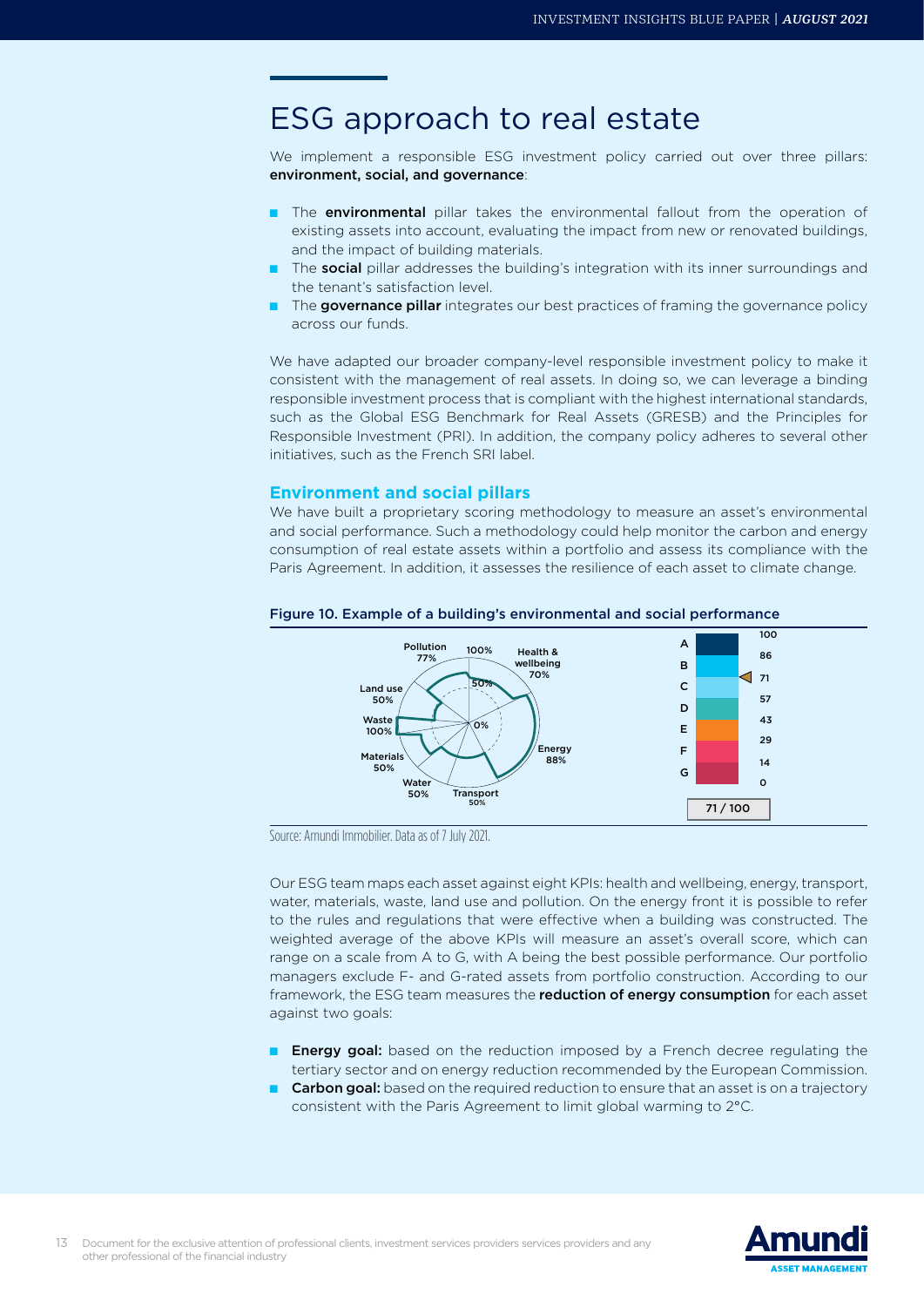# ESG approach to real estate

We implement a responsible ESG investment policy carried out over three pillars: **environment, social, and governance**:

- The **environmental** pillar takes the environmental fallout from the operation of existing assets into account, evaluating the impact from new or renovated buildings, and the impact of building materials.
- The **social** pillar addresses the building's integration with its inner surroundings and the tenant's satisfaction level.
- The **governance pillar** integrates our best practices of framing the governance policy across our funds.

We have adapted our broader company-level responsible investment policy to make it consistent with the management of real assets. In doing so, we can leverage a binding responsible investment process that is compliant with the highest international standards, such as the Global ESG Benchmark for Real Assets (GRESB) and the Principles for Responsible Investment (PRI). In addition, the company policy adheres to several other initiatives, such as the French SRI label.

## Environment and social pillars

We have built a proprietary scoring methodology to measure an asset's environmental and social performance. Such a methodology could help monitor the carbon and energy consumption of real estate assets within a portfolio and assess its compliance with the Paris Agreement. In addition, it assesses the resilience of each asset to climate change.

**Figure 10. Example of a building's environmental and social performance**

| KPI | Score |
|---|---|
| Health & wellbeing | 70% |
| Energy | 88% |
| Transport | 50% |
| Water | 50% |
| Materials | 50% |
| Waste | 100% |
| Land use | 50% |
| Pollution | 77% |

| Rating | Score range |
|---|---|
| A | 86–100 |
| B | 71–86 |
| C | 57–71 |
| D | 43–57 |
| E | 29–43 |
| F | 14–29 |
| G | 0–14 |

Overall score: 71 / 100

Source: Amundi Immobilier. Data as of 7 July 2021.

Our ESG team maps each asset against eight KPIs: health and wellbeing, energy, transport, water, materials, waste, land use and pollution. On the energy front it is possible to refer to the rules and regulations that were effective when a building was constructed. The weighted average of the above KPIs will measure an asset's overall score, which can range on a scale from A to G, with A being the best possible performance. Our portfolio managers exclude F- and G-rated assets from portfolio construction. According to our framework, the ESG team measures the **reduction of energy consumption** for each asset against two goals:

- **Energy goal:** based on the reduction imposed by a French decree regulating the tertiary sector and on energy reduction recommended by the European Commission.
- **Carbon goal:** based on the required reduction to ensure that an asset is on a trajectory consistent with the Paris Agreement to limit global warming to 2°C.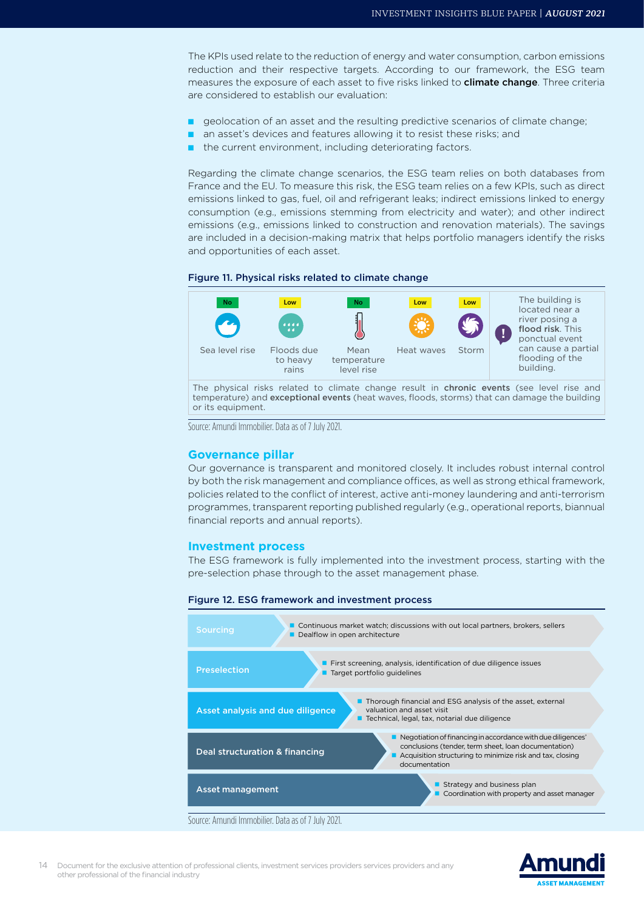The KPIs used relate to the reduction of energy and water consumption, carbon emissions reduction and their respective targets. According to our framework, the ESG team measures the exposure of each asset to five risks linked to **climate change**. Three criteria are considered to establish our evaluation:

- geolocation of an asset and the resulting predictive scenarios of climate change;
- an asset's devices and features allowing it to resist these risks; and
- the current environment, including deteriorating factors.

Regarding the climate change scenarios, the ESG team relies on both databases from France and the EU. To measure this risk, the ESG team relies on a few KPIs, such as direct emissions linked to gas, fuel, oil and refrigerant leaks; indirect emissions linked to energy consumption (e.g., emissions stemming from electricity and water); and other indirect emissions (e.g., emissions linked to construction and renovation materials). The savings are included in a decision-making matrix that helps portfolio managers identify the risks and opportunities of each asset.

**Figure 11. Physical risks related to climate change**

| Sea level rise | Floods due to heavy rains | Mean temperature level rise | Heat waves | Storm |
|---|---|---|---|---|
| No | Low | No | Low | Low |

! The building is located near a river posing a **flood risk**. This ponctual event can cause a partial flooding of the building.

The physical risks related to climate change result in **chronic events** (see level rise and temperature) and **exceptional events** (heat waves, floods, storms) that can damage the building or its equipment.

Source: Amundi Immobilier. Data as of 7 July 2021.

## Governance pillar

Our governance is transparent and monitored closely. It includes robust internal control by both the risk management and compliance offices, as well as strong ethical framework, policies related to the conflict of interest, active anti-money laundering and anti-terrorism programmes, transparent reporting published regularly (e.g., operational reports, biannual financial reports and annual reports).

## Investment process

The ESG framework is fully implemented into the investment process, starting with the pre-selection phase through to the asset management phase.

**Figure 12. ESG framework and investment process**

| Phase | Description |
|---|---|
| Sourcing | Continuous market watch; discussions with out local partners, brokers, sellers<br>Dealflow in open architecture |
| Preselection | First screening, analysis, identification of due diligence issues<br>Target portfolio guidelines |
| Asset analysis and due diligence | Thorough financial and ESG analysis of the asset, external valuation and asset visit<br>Technical, legal, tax, notarial due diligence |
| Deal structuration & financing | Negotiation of financing in accordance with due diligences' conclusions (tender, term sheet, loan documentation)<br>Acquisition structuring to minimize risk and tax, closing documentation |
| Asset management | Strategy and business plan<br>Coordination with property and asset manager |

Source: Amundi Immobilier. Data as of 7 July 2021.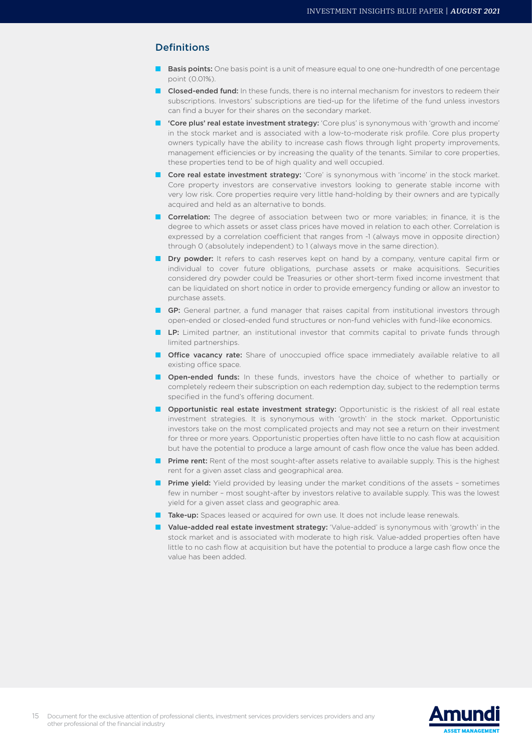## Definitions

- **Basis points:** One basis point is a unit of measure equal to one one-hundredth of one percentage point (0.01%).
- **Closed-ended fund:** In these funds, there is no internal mechanism for investors to redeem their subscriptions. Investors' subscriptions are tied-up for the lifetime of the fund unless investors can find a buyer for their shares on the secondary market.
- **'Core plus' real estate investment strategy:** 'Core plus' is synonymous with 'growth and income' in the stock market and is associated with a low-to-moderate risk profile. Core plus property owners typically have the ability to increase cash flows through light property improvements, management efficiencies or by increasing the quality of the tenants. Similar to core properties, these properties tend to be of high quality and well occupied.
- **Core real estate investment strategy:** 'Core' is synonymous with 'income' in the stock market. Core property investors are conservative investors looking to generate stable income with very low risk. Core properties require very little hand-holding by their owners and are typically acquired and held as an alternative to bonds.
- **Correlation:** The degree of association between two or more variables; in finance, it is the degree to which assets or asset class prices have moved in relation to each other. Correlation is expressed by a correlation coefficient that ranges from -1 (always move in opposite direction) through 0 (absolutely independent) to 1 (always move in the same direction).
- **Dry powder:** It refers to cash reserves kept on hand by a company, venture capital firm or individual to cover future obligations, purchase assets or make acquisitions. Securities considered dry powder could be Treasuries or other short-term fixed income investment that can be liquidated on short notice in order to provide emergency funding or allow an investor to purchase assets.
- **GP:** General partner, a fund manager that raises capital from institutional investors through open-ended or closed-ended fund structures or non-fund vehicles with fund-like economics.
- **LP:** Limited partner, an institutional investor that commits capital to private funds through limited partnerships.
- **Office vacancy rate:** Share of unoccupied office space immediately available relative to all existing office space.
- **Open-ended funds:** In these funds, investors have the choice of whether to partially or completely redeem their subscription on each redemption day, subject to the redemption terms specified in the fund's offering document.
- **Opportunistic real estate investment strategy:** Opportunistic is the riskiest of all real estate investment strategies. It is synonymous with 'growth' in the stock market. Opportunistic investors take on the most complicated projects and may not see a return on their investment for three or more years. Opportunistic properties often have little to no cash flow at acquisition but have the potential to produce a large amount of cash flow once the value has been added.
- **Prime rent:** Rent of the most sought-after assets relative to available supply. This is the highest rent for a given asset class and geographical area.
- **Prime yield:** Yield provided by leasing under the market conditions of the assets – sometimes few in number – most sought-after by investors relative to available supply. This was the lowest yield for a given asset class and geographic area.
- **Take-up:** Spaces leased or acquired for own use. It does not include lease renewals.
- **Value-added real estate investment strategy:** 'Value-added' is synonymous with 'growth' in the stock market and is associated with moderate to high risk. Value-added properties often have little to no cash flow at acquisition but have the potential to produce a large cash flow once the value has been added.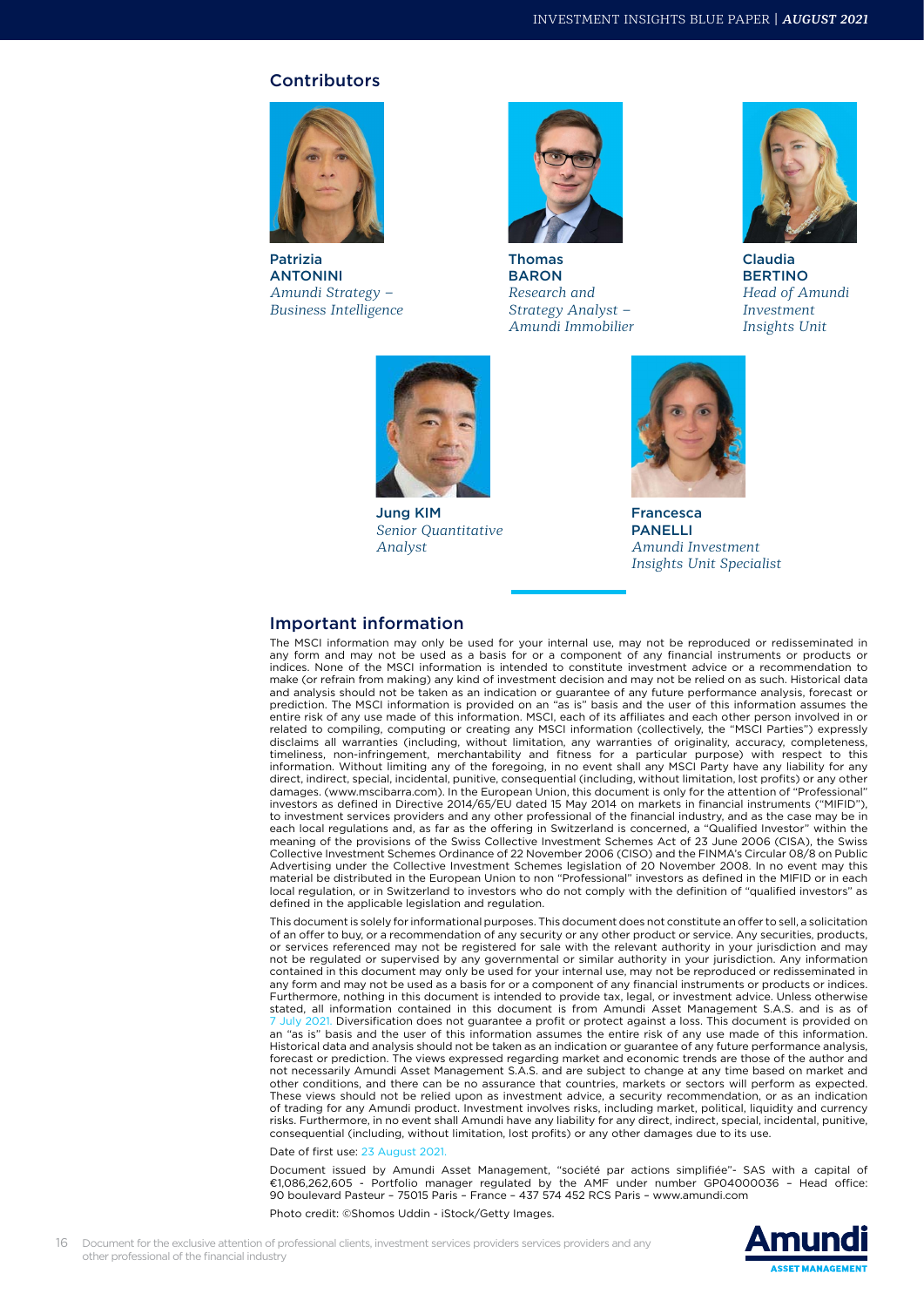## Contributors

**Patrizia ANTONINI**
*Amundi Strategy – Business Intelligence*

**Thomas BARON**
*Research and Strategy Analyst – Amundi Immobilier*

**Claudia BERTINO**
*Head of Amundi Investment Insights Unit*

**Jung KIM**
*Senior Quantitative Analyst*

**Francesca PANELLI**
*Amundi Investment Insights Unit Specialist*

## Important information

The MSCI information may only be used for your internal use, may not be reproduced or redisseminated in any form and may not be used as a basis for or a component of any financial instruments or products or indices. None of the MSCI information is intended to constitute investment advice or a recommendation to make (or refrain from making) any kind of investment decision and may not be relied on as such. Historical data and analysis should not be taken as an indication or guarantee of any future performance analysis, forecast or prediction. The MSCI information is provided on an "as is" basis and the user of this information assumes the entire risk of any use made of this information. MSCI, each of its affiliates and each other person involved in or related to compiling, computing or creating any MSCI information (collectively, the "MSCI Parties") expressly disclaims all warranties (including, without limitation, any warranties of originality, accuracy, completeness, timeliness, non-infringement, merchantability and fitness for a particular purpose) with respect to this information. Without limiting any of the foregoing, in no event shall any MSCI Party have any liability for any direct, indirect, special, incidental, punitive, consequential (including, without limitation, lost profits) or any other damages. (www.mscibarra.com). In the European Union, this document is only for the attention of "Professional" investors as defined in Directive 2014/65/EU dated 15 May 2014 on markets in financial instruments ("MIFID"), to investment services providers and any other professional of the financial industry, and as the case may be in each local regulations and, as far as the offering in Switzerland is concerned, a "Qualified Investor" within the meaning of the provisions of the Swiss Collective Investment Schemes Act of 23 June 2006 (CISA), the Swiss Collective Investment Schemes Ordinance of 22 November 2006 (CISO) and the FINMA's Circular 08/8 on Public Advertising under the Collective Investment Schemes legislation of 20 November 2008. In no event may this material be distributed in the European Union to non "Professional" investors as defined in the MIFID or in each local regulation, or in Switzerland to investors who do not comply with the definition of "qualified investors" as defined in the applicable legislation and regulation.

This document is solely for informational purposes. This document does not constitute an offer to sell, a solicitation of an offer to buy, or a recommendation of any security or any other product or service. Any securities, products, or services referenced may not be registered for sale with the relevant authority in your jurisdiction and may not be regulated or supervised by any governmental or similar authority in your jurisdiction. Any information contained in this document may only be used for your internal use, may not be reproduced or redisseminated in any form and may not be used as a basis for or a component of any financial instruments or products or indices. Furthermore, nothing in this document is intended to provide tax, legal, or investment advice. Unless otherwise stated, all information contained in this document is from Amundi Asset Management S.A.S. and is as of 7 July 2021. Diversification does not guarantee a profit or protect against a loss. This document is provided on an "as is" basis and the user of this information assumes the entire risk of any use made of this information. Historical data and analysis should not be taken as an indication or guarantee of any future performance analysis, forecast or prediction. The views expressed regarding market and economic trends are those of the author and not necessarily Amundi Asset Management S.A.S. and are subject to change at any time based on market and other conditions, and there can be no assurance that countries, markets or sectors will perform as expected. These views should not be relied upon as investment advice, a security recommendation, or as an indication of trading for any Amundi product. Investment involves risks, including market, political, liquidity and currency risks. Furthermore, in no event shall Amundi have any liability for any direct, indirect, special, incidental, punitive, consequential (including, without limitation, lost profits) or any other damages due to its use.

Date of first use: 23 August 2021.

Document issued by Amundi Asset Management, "société par actions simplifiée"- SAS with a capital of €1,086,262,605 - Portfolio manager regulated by the AMF under number GP04000036 – Head office: 90 boulevard Pasteur – 75015 Paris – France – 437 574 452 RCS Paris – www.amundi.com

Photo credit: ©Shomos Uddin - iStock/Getty Images.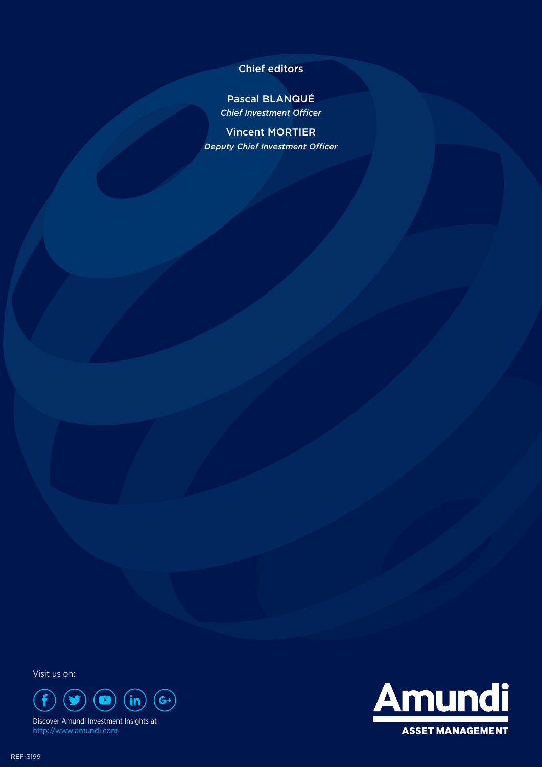Chief editors

Pascal BLANQUÉ
*Chief Investment Officer*

Vincent MORTIER
*Deputy Chief Investment Officer*

Visit us on:

Discover Amundi Investment Insights at
http://www.amundi.com

**Amundi**
**ASSET MANAGEMENT**

REF-3199